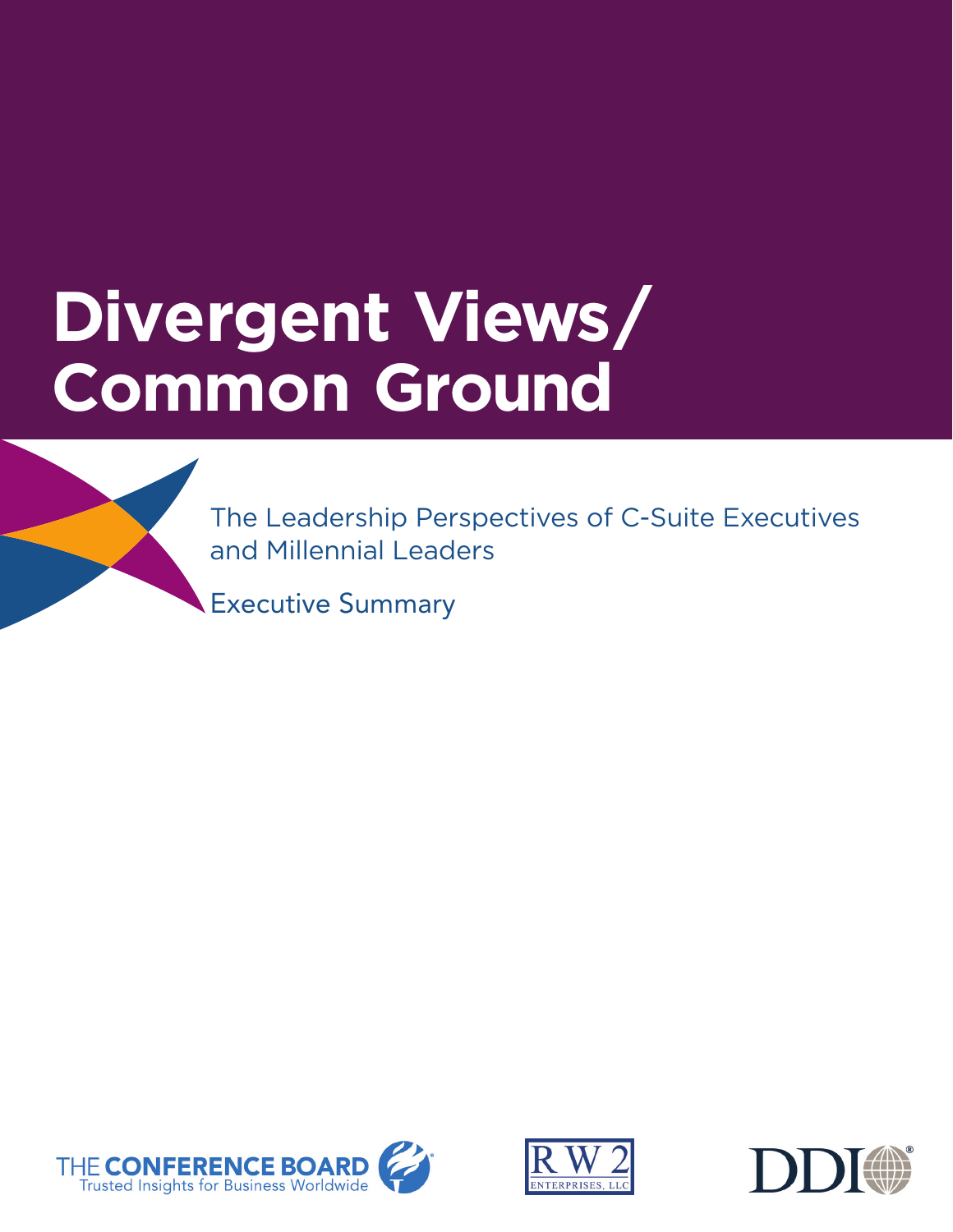# Divergent Views/ Common Ground

The Leadership Perspectives of C-Suite Executives and Millennial Leaders

Executive Summary

THE CONFERENCE BOARD
Trusted Insights for Business Worldwide

RW2 ENTERPRISES, LLC

DDI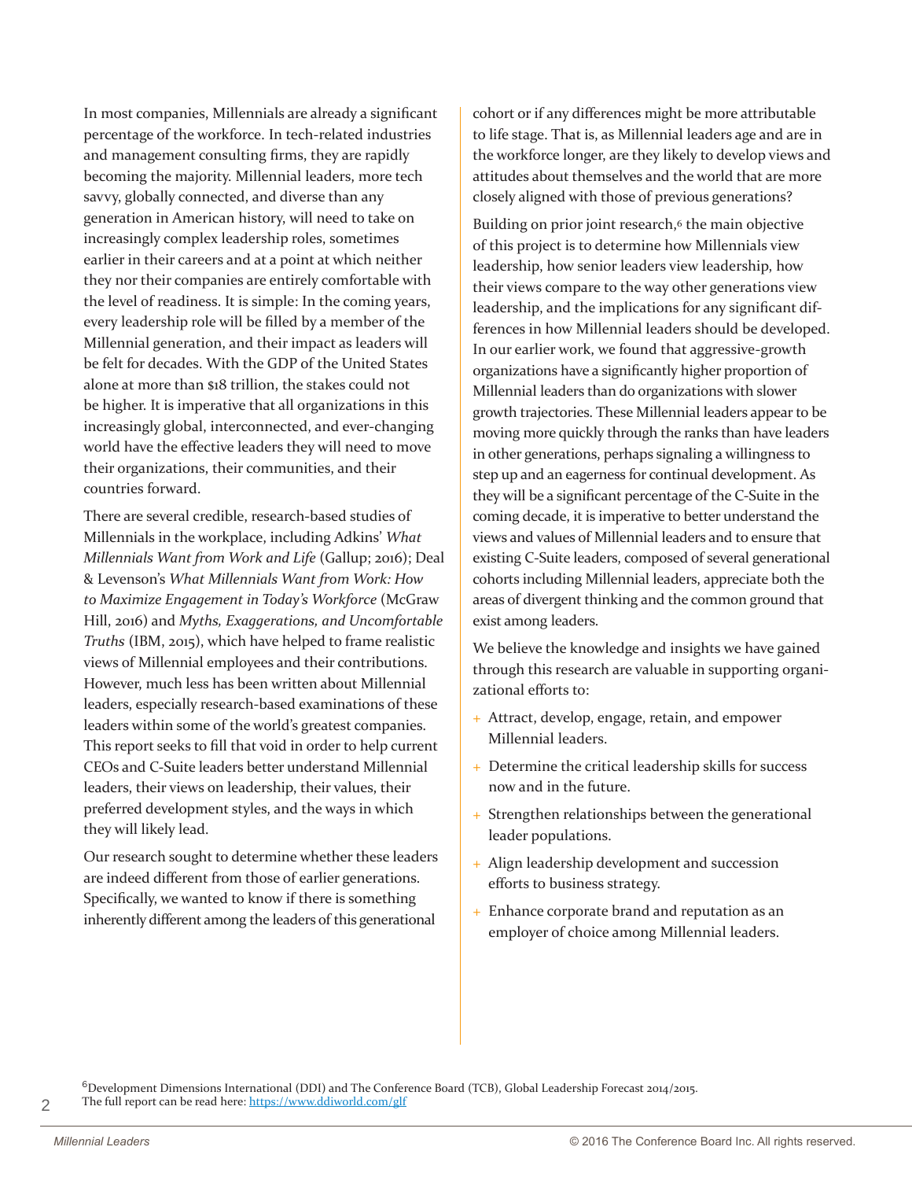In most companies, Millennials are already a significant percentage of the workforce. In tech-related industries and management consulting firms, they are rapidly becoming the majority. Millennial leaders, more tech savvy, globally connected, and diverse than any generation in American history, will need to take on increasingly complex leadership roles, sometimes earlier in their careers and at a point at which neither they nor their companies are entirely comfortable with the level of readiness. It is simple: In the coming years, every leadership role will be filled by a member of the Millennial generation, and their impact as leaders will be felt for decades. With the GDP of the United States alone at more than $18 trillion, the stakes could not be higher. It is imperative that all organizations in this increasingly global, interconnected, and ever-changing world have the effective leaders they will need to move their organizations, their communities, and their countries forward.

There are several credible, research-based studies of Millennials in the workplace, including Adkins' *What Millennials Want from Work and Life* (Gallup; 2016); Deal & Levenson's *What Millennials Want from Work: How to Maximize Engagement in Today's Workforce* (McGraw Hill, 2016) and *Myths, Exaggerations, and Uncomfortable Truths* (IBM, 2015), which have helped to frame realistic views of Millennial employees and their contributions. However, much less has been written about Millennial leaders, especially research-based examinations of these leaders within some of the world's greatest companies. This report seeks to fill that void in order to help current CEOs and C-Suite leaders better understand Millennial leaders, their views on leadership, their values, their preferred development styles, and the ways in which they will likely lead.

Our research sought to determine whether these leaders are indeed different from those of earlier generations. Specifically, we wanted to know if there is something inherently different among the leaders of this generational cohort or if any differences might be more attributable to life stage. That is, as Millennial leaders age and are in the workforce longer, are they likely to develop views and attitudes about themselves and the world that are more closely aligned with those of previous generations?

Building on prior joint research,[6] the main objective of this project is to determine how Millennials view leadership, how senior leaders view leadership, how their views compare to the way other generations view leadership, and the implications for any significant differences in how Millennial leaders should be developed. In our earlier work, we found that aggressive-growth organizations have a significantly higher proportion of Millennial leaders than do organizations with slower growth trajectories. These Millennial leaders appear to be moving more quickly through the ranks than have leaders in other generations, perhaps signaling a willingness to step up and an eagerness for continual development. As they will be a significant percentage of the C-Suite in the coming decade, it is imperative to better understand the views and values of Millennial leaders and to ensure that existing C-Suite leaders, composed of several generational cohorts including Millennial leaders, appreciate both the areas of divergent thinking and the common ground that exist among leaders.

We believe the knowledge and insights we have gained through this research are valuable in supporting organizational efforts to:

+ Attract, develop, engage, retain, and empower Millennial leaders.
+ Determine the critical leadership skills for success now and in the future.
+ Strengthen relationships between the generational leader populations.
+ Align leadership development and succession efforts to business strategy.
+ Enhance corporate brand and reputation as an employer of choice among Millennial leaders.

[6] Development Dimensions International (DDI) and The Conference Board (TCB), Global Leadership Forecast 2014/2015. The full report can be read here: https://www.ddiworld.com/glf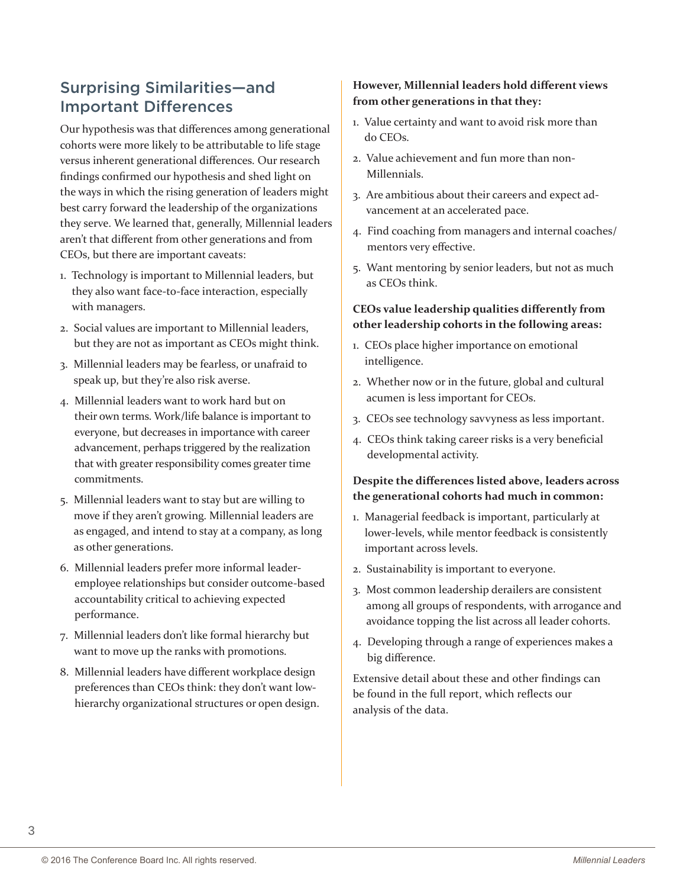## Surprising Similarities—and Important Differences

Our hypothesis was that differences among generational cohorts were more likely to be attributable to life stage versus inherent generational differences. Our research findings confirmed our hypothesis and shed light on the ways in which the rising generation of leaders might best carry forward the leadership of the organizations they serve. We learned that, generally, Millennial leaders aren't that different from other generations and from CEOs, but there are important caveats:

1. Technology is important to Millennial leaders, but they also want face-to-face interaction, especially with managers.
2. Social values are important to Millennial leaders, but they are not as important as CEOs might think.
3. Millennial leaders may be fearless, or unafraid to speak up, but they're also risk averse.
4. Millennial leaders want to work hard but on their own terms. Work/life balance is important to everyone, but decreases in importance with career advancement, perhaps triggered by the realization that with greater responsibility comes greater time commitments.
5. Millennial leaders want to stay but are willing to move if they aren't growing. Millennial leaders are as engaged, and intend to stay at a company, as long as other generations.
6. Millennial leaders prefer more informal leader-employee relationships but consider outcome-based accountability critical to achieving expected performance.
7. Millennial leaders don't like formal hierarchy but want to move up the ranks with promotions.
8. Millennial leaders have different workplace design preferences than CEOs think: they don't want low-hierarchy organizational structures or open design.

**However, Millennial leaders hold different views from other generations in that they:**

1. Value certainty and want to avoid risk more than do CEOs.
2. Value achievement and fun more than non-Millennials.
3. Are ambitious about their careers and expect advancement at an accelerated pace.
4. Find coaching from managers and internal coaches/mentors very effective.
5. Want mentoring by senior leaders, but not as much as CEOs think.

**CEOs value leadership qualities differently from other leadership cohorts in the following areas:**

1. CEOs place higher importance on emotional intelligence.
2. Whether now or in the future, global and cultural acumen is less important for CEOs.
3. CEOs see technology savvyness as less important.
4. CEOs think taking career risks is a very beneficial developmental activity.

**Despite the differences listed above, leaders across the generational cohorts had much in common:**

1. Managerial feedback is important, particularly at lower-levels, while mentor feedback is consistently important across levels.
2. Sustainability is important to everyone.
3. Most common leadership derailers are consistent among all groups of respondents, with arrogance and avoidance topping the list across all leader cohorts.
4. Developing through a range of experiences makes a big difference.

Extensive detail about these and other findings can be found in the full report, which reflects our analysis of the data.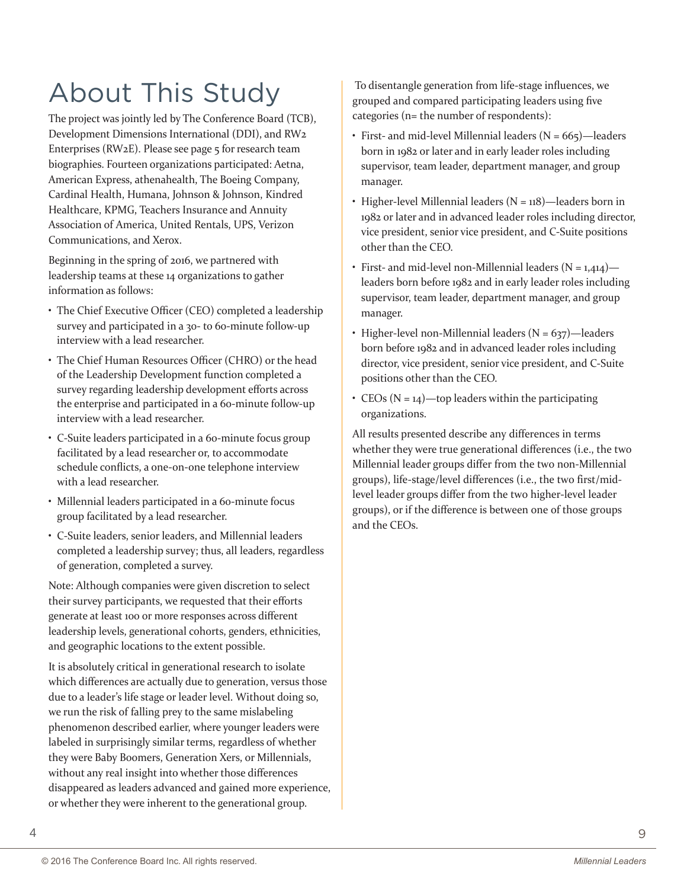# About This Study

The project was jointly led by The Conference Board (TCB), Development Dimensions International (DDI), and RW2 Enterprises (RW2E). Please see page 5 for research team biographies. Fourteen organizations participated: Aetna, American Express, athenahealth, The Boeing Company, Cardinal Health, Humana, Johnson & Johnson, Kindred Healthcare, KPMG, Teachers Insurance and Annuity Association of America, United Rentals, UPS, Verizon Communications, and Xerox.

Beginning in the spring of 2016, we partnered with leadership teams at these 14 organizations to gather information as follows:

- The Chief Executive Officer (CEO) completed a leadership survey and participated in a 30- to 60-minute follow-up interview with a lead researcher.
- The Chief Human Resources Officer (CHRO) or the head of the Leadership Development function completed a survey regarding leadership development efforts across the enterprise and participated in a 60-minute follow-up interview with a lead researcher.
- C-Suite leaders participated in a 60-minute focus group facilitated by a lead researcher or, to accommodate schedule conflicts, a one-on-one telephone interview with a lead researcher.
- Millennial leaders participated in a 60-minute focus group facilitated by a lead researcher.
- C-Suite leaders, senior leaders, and Millennial leaders completed a leadership survey; thus, all leaders, regardless of generation, completed a survey.

Note: Although companies were given discretion to select their survey participants, we requested that their efforts generate at least 100 or more responses across different leadership levels, generational cohorts, genders, ethnicities, and geographic locations to the extent possible.

It is absolutely critical in generational research to isolate which differences are actually due to generation, versus those due to a leader's life stage or leader level. Without doing so, we run the risk of falling prey to the same mislabeling phenomenon described earlier, where younger leaders were labeled in surprisingly similar terms, regardless of whether they were Baby Boomers, Generation Xers, or Millennials, without any real insight into whether those differences disappeared as leaders advanced and gained more experience, or whether they were inherent to the generational group.

To disentangle generation from life-stage influences, we grouped and compared participating leaders using five categories (n= the number of respondents):

- First- and mid-level Millennial leaders (N = 665)—leaders born in 1982 or later and in early leader roles including supervisor, team leader, department manager, and group manager.
- Higher-level Millennial leaders (N = 118)—leaders born in 1982 or later and in advanced leader roles including director, vice president, senior vice president, and C-Suite positions other than the CEO.
- First- and mid-level non-Millennial leaders (N = 1,414)—leaders born before 1982 and in early leader roles including supervisor, team leader, department manager, and group manager.
- Higher-level non-Millennial leaders (N = 637)—leaders born before 1982 and in advanced leader roles including director, vice president, senior vice president, and C-Suite positions other than the CEO.
- CEOs (N = 14)—top leaders within the participating organizations.

All results presented describe any differences in terms whether they were true generational differences (i.e., the two Millennial leader groups differ from the two non-Millennial groups), life-stage/level differences (i.e., the two first/mid-level leader groups differ from the two higher-level leader groups), or if the difference is between one of those groups and the CEOs.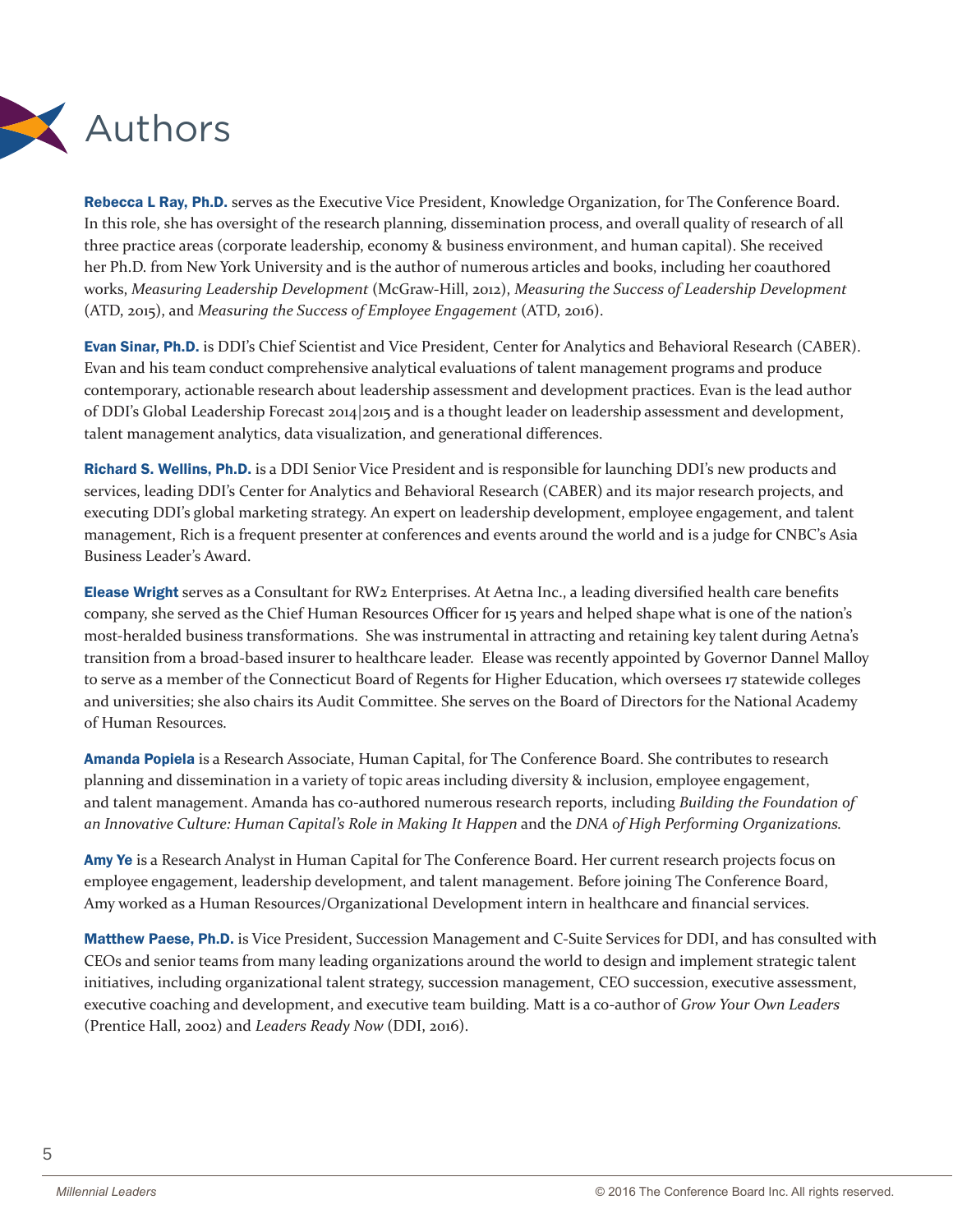# Authors

**Rebecca L Ray, Ph.D.** serves as the Executive Vice President, Knowledge Organization, for The Conference Board. In this role, she has oversight of the research planning, dissemination process, and overall quality of research of all three practice areas (corporate leadership, economy & business environment, and human capital). She received her Ph.D. from New York University and is the author of numerous articles and books, including her coauthored works, *Measuring Leadership Development* (McGraw-Hill, 2012), *Measuring the Success of Leadership Development* (ATD, 2015), and *Measuring the Success of Employee Engagement* (ATD, 2016).

**Evan Sinar, Ph.D.** is DDI's Chief Scientist and Vice President, Center for Analytics and Behavioral Research (CABER). Evan and his team conduct comprehensive analytical evaluations of talent management programs and produce contemporary, actionable research about leadership assessment and development practices. Evan is the lead author of DDI's Global Leadership Forecast 2014|2015 and is a thought leader on leadership assessment and development, talent management analytics, data visualization, and generational differences.

**Richard S. Wellins, Ph.D.** is a DDI Senior Vice President and is responsible for launching DDI's new products and services, leading DDI's Center for Analytics and Behavioral Research (CABER) and its major research projects, and executing DDI's global marketing strategy. An expert on leadership development, employee engagement, and talent management, Rich is a frequent presenter at conferences and events around the world and is a judge for CNBC's Asia Business Leader's Award.

**Elease Wright** serves as a Consultant for RW2 Enterprises. At Aetna Inc., a leading diversified health care benefits company, she served as the Chief Human Resources Officer for 15 years and helped shape what is one of the nation's most-heralded business transformations. She was instrumental in attracting and retaining key talent during Aetna's transition from a broad-based insurer to healthcare leader. Elease was recently appointed by Governor Dannel Malloy to serve as a member of the Connecticut Board of Regents for Higher Education, which oversees 17 statewide colleges and universities; she also chairs its Audit Committee. She serves on the Board of Directors for the National Academy of Human Resources.

**Amanda Popiela** is a Research Associate, Human Capital, for The Conference Board. She contributes to research planning and dissemination in a variety of topic areas including diversity & inclusion, employee engagement, and talent management. Amanda has co-authored numerous research reports, including *Building the Foundation of an Innovative Culture: Human Capital's Role in Making It Happen* and the *DNA of High Performing Organizations*.

**Amy Ye** is a Research Analyst in Human Capital for The Conference Board. Her current research projects focus on employee engagement, leadership development, and talent management. Before joining The Conference Board, Amy worked as a Human Resources/Organizational Development intern in healthcare and financial services.

**Matthew Paese, Ph.D.** is Vice President, Succession Management and C-Suite Services for DDI, and has consulted with CEOs and senior teams from many leading organizations around the world to design and implement strategic talent initiatives, including organizational talent strategy, succession management, CEO succession, executive assessment, executive coaching and development, and executive team building. Matt is a co-author of *Grow Your Own Leaders* (Prentice Hall, 2002) and *Leaders Ready Now* (DDI, 2016).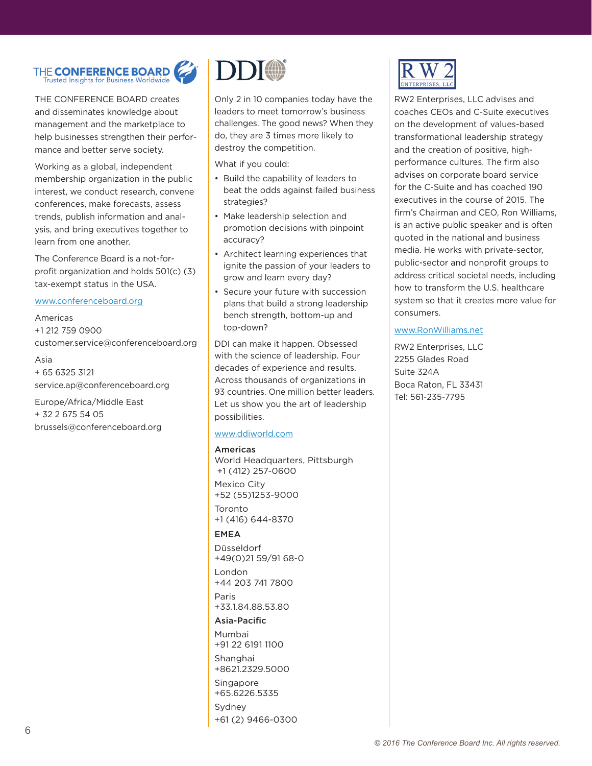## THE CONFERENCE BOARD

Trusted Insights for Business Worldwide

THE CONFERENCE BOARD creates and disseminates knowledge about management and the marketplace to help businesses strengthen their performance and better serve society.

Working as a global, independent membership organization in the public interest, we conduct research, convene conferences, make forecasts, assess trends, publish information and analysis, and bring executives together to learn from one another.

The Conference Board is a not-for-profit organization and holds 501(c) (3) tax-exempt status in the USA.

www.conferenceboard.org

Americas
+1 212 759 0900
customer.service@conferenceboard.org

Asia
+ 65 6325 3121
service.ap@conferenceboard.org

Europe/Africa/Middle East
+ 32 2 675 54 05
brussels@conferenceboard.org

## DDI

Only 2 in 10 companies today have the leaders to meet tomorrow's business challenges. The good news? When they do, they are 3 times more likely to destroy the competition.

What if you could:

- Build the capability of leaders to beat the odds against failed business strategies?
- Make leadership selection and promotion decisions with pinpoint accuracy?
- Architect learning experiences that ignite the passion of your leaders to grow and learn every day?
- Secure your future with succession plans that build a strong leadership bench strength, bottom-up and top-down?

DDI can make it happen. Obsessed with the science of leadership. Four decades of experience and results. Across thousands of organizations in 93 countries. One million better leaders. Let us show you the art of leadership possibilities.

www.ddiworld.com

**Americas**
World Headquarters, Pittsburgh
+1 (412) 257-0600

Mexico City
+52 (55)1253-9000

Toronto
+1 (416) 644-8370

**EMEA**

Düsseldorf
+49(0)21 59/91 68-0

London
+44 203 741 7800

Paris
+33.1.84.88.53.80

**Asia-Pacific**

Mumbai
+91 22 6191 1100

Shanghai
+8621.2329.5000

Singapore
+65.6226.5335

Sydney
+61 (2) 9466-0300

## RW2 ENTERPRISES, LLC

RW2 Enterprises, LLC advises and coaches CEOs and C-Suite executives on the development of values-based transformational leadership strategy and the creation of positive, high-performance cultures. The firm also advises on corporate board service for the C-Suite and has coached 190 executives in the course of 2015. The firm's Chairman and CEO, Ron Williams, is an active public speaker and is often quoted in the national and business media. He works with private-sector, public-sector and nonprofit groups to address critical societal needs, including how to transform the U.S. healthcare system so that it creates more value for consumers.

www.RonWilliams.net

RW2 Enterprises, LLC
2255 Glades Road
Suite 324A
Boca Raton, FL 33431
Tel: 561-235-7795

*© 2016 The Conference Board Inc. All rights reserved.*